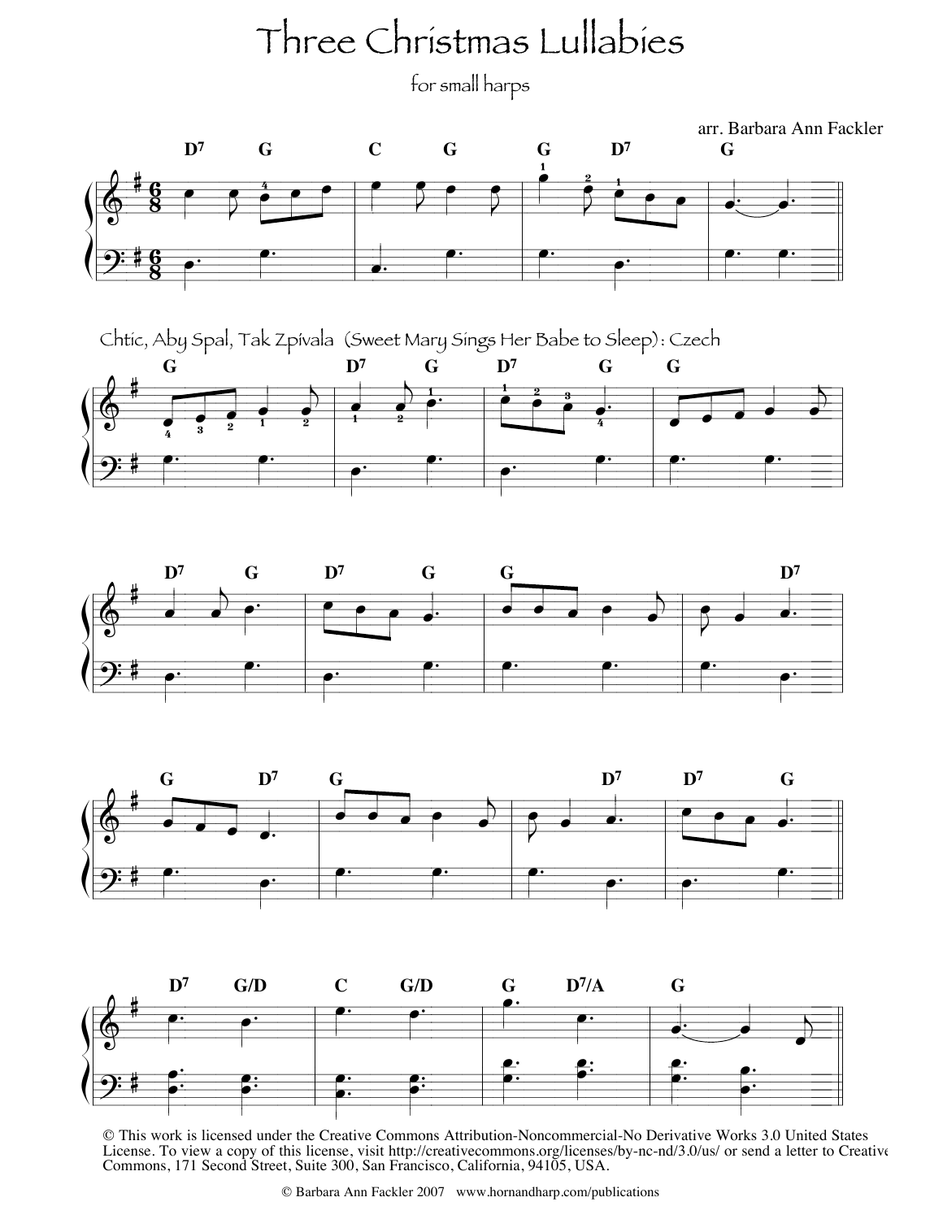# Three Christmas Lullabies

for small harps

arr. Barbara Ann Fackler

Chtic, Aby Spal, Tak Zpívala (Sweet Mary Sings Her Babe to Sleep): Czech

© This work is licensed under the Creative Commons Attribution-Noncommercial-No Derivative Works 3.0 United States License. To view a copy of this license, visit http://creativecommons.org/licenses/by-nc-nd/3.0/us/ or send a letter to Creative Commons, 171 Second Street, Suite 300, San Francisco, California, 94105, USA.

© Barbara Ann Fackler 2007 www.hornandharp.com/publications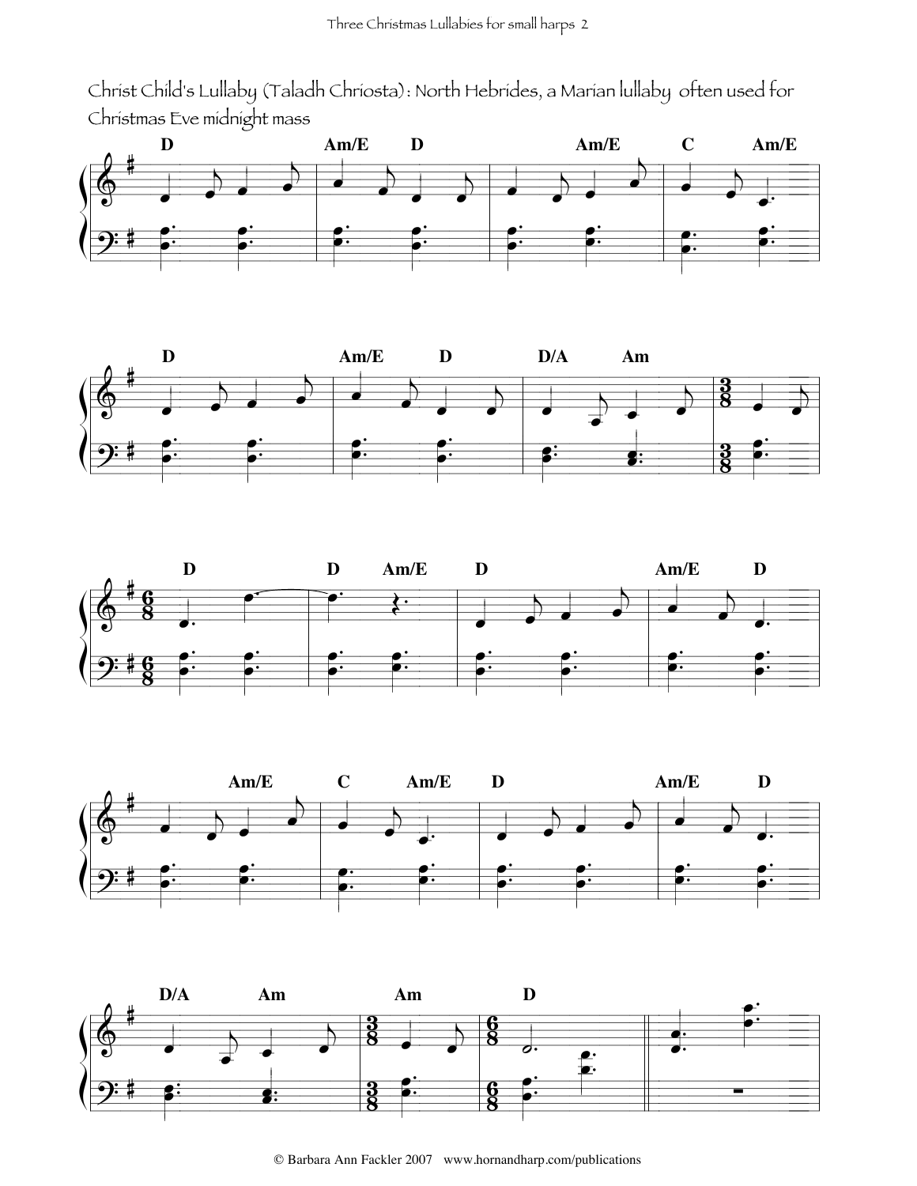Christ Child's Lullaby (Taladh Chriosta): North Hebrides, a Marian lullaby often used for Christmas Eve midnight mass

© Barbara Ann Fackler 2007 www.hornandharp.com/publications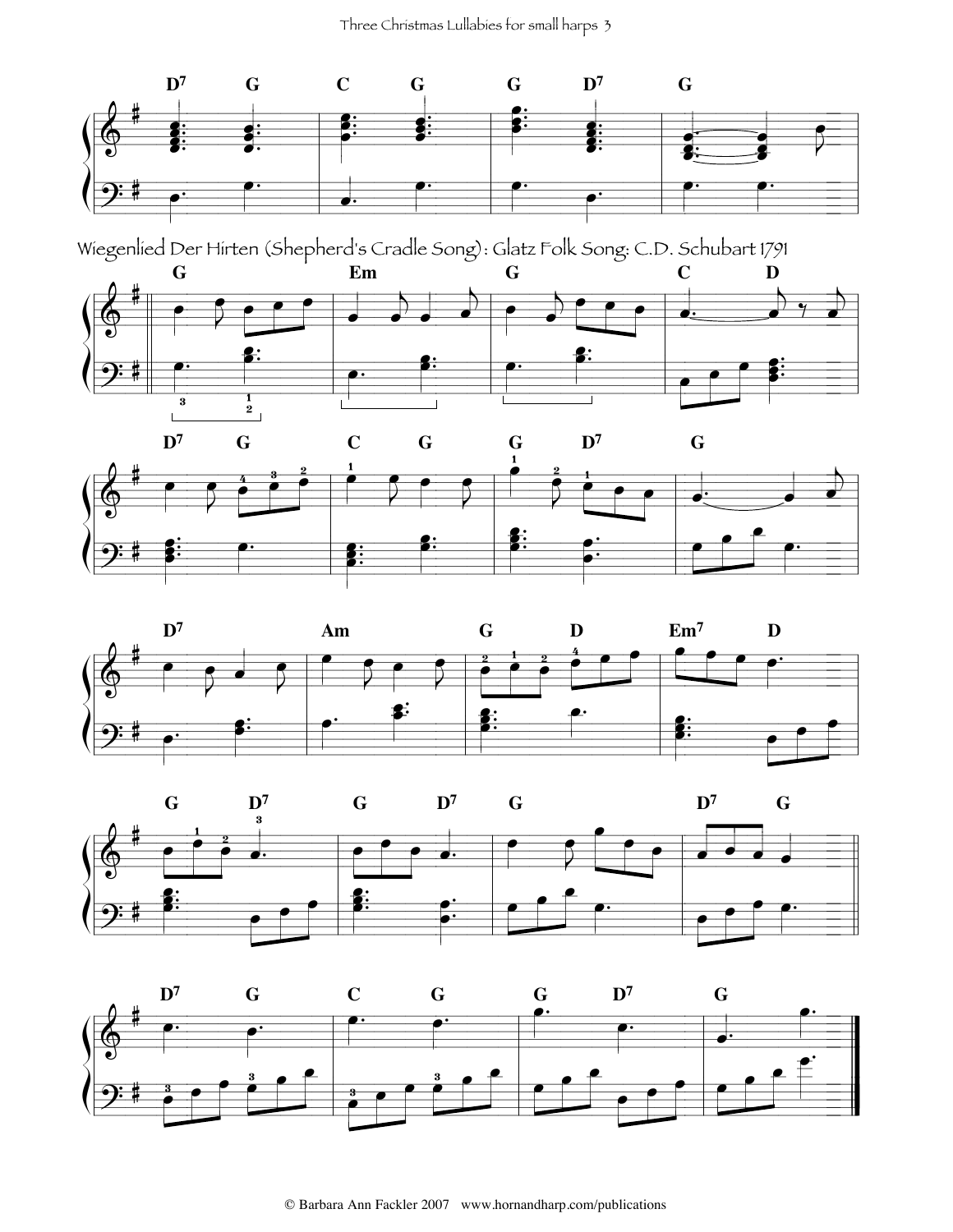Wiegenlied Der Hirten (Shepherd's Cradle Song) : Glatz Folk Song: C.D. Schubart 1791

© Barbara Ann Fackler 2007 www.hornandharp.com/publications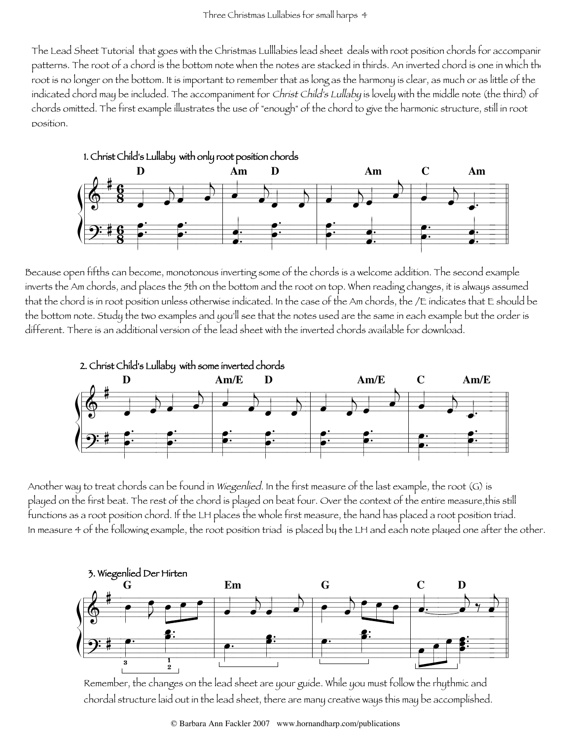The Lead Sheet Tutorial that goes with the Christmas Lulllabies lead sheet deals with root position chords for accompaniment patterns. The root of a chord is the bottom note when the notes are stacked in thirds. An inverted chord is one in which the root is no longer on the bottom. It is important to remember that as long as the harmony is clear, as much or as little of the indicated chord may be included. The accompaniment for *Christ Child's Lullaby* is lovely with the middle note (the third) of chords omitted. The first example illustrates the use of "enough" of the chord to give the harmonic structure, still in root position.

1. Christ Child's Lullaby with only root position chords

D Am D Am C Am

Because open fifths can become, monotonous inverting some of the chords is a welcome addition. The second example inverts the Am chords, and places the 5th on the bottom and the root on top. When reading changes, it is always assumed that the chord is in root position unless otherwise indicated. In the case of the Am chords, the /E indicates that E should be the bottom note. Study the two examples and you'll see that the notes used are the same in each example but the order is different. There is an additional version of the lead sheet with the inverted chords available for download.

2. Christ Child's Lullaby with some inverted chords

D Am/E D Am/E C Am/E

Another way to treat chords can be found in *Wiegenlied*. In the first measure of the last example, the root (G) is played on the first beat. The rest of the chord is played on beat four. Over the context of the entire measure,this still functions as a root position chord. If the LH places the whole first measure, the hand has placed a root position triad. In measure 4 of the following example, the root position triad is placed by the LH and each note played one after the other.

3. Wiegenlied Der Hirten

G Em G C D

Remember, the changes on the lead sheet are your guide. While you must follow the rhythmic and chordal structure laid out in the lead sheet, there are many creative ways this may be accomplished.

© Barbara Ann Fackler 2007 www.hornandharp.com/publications